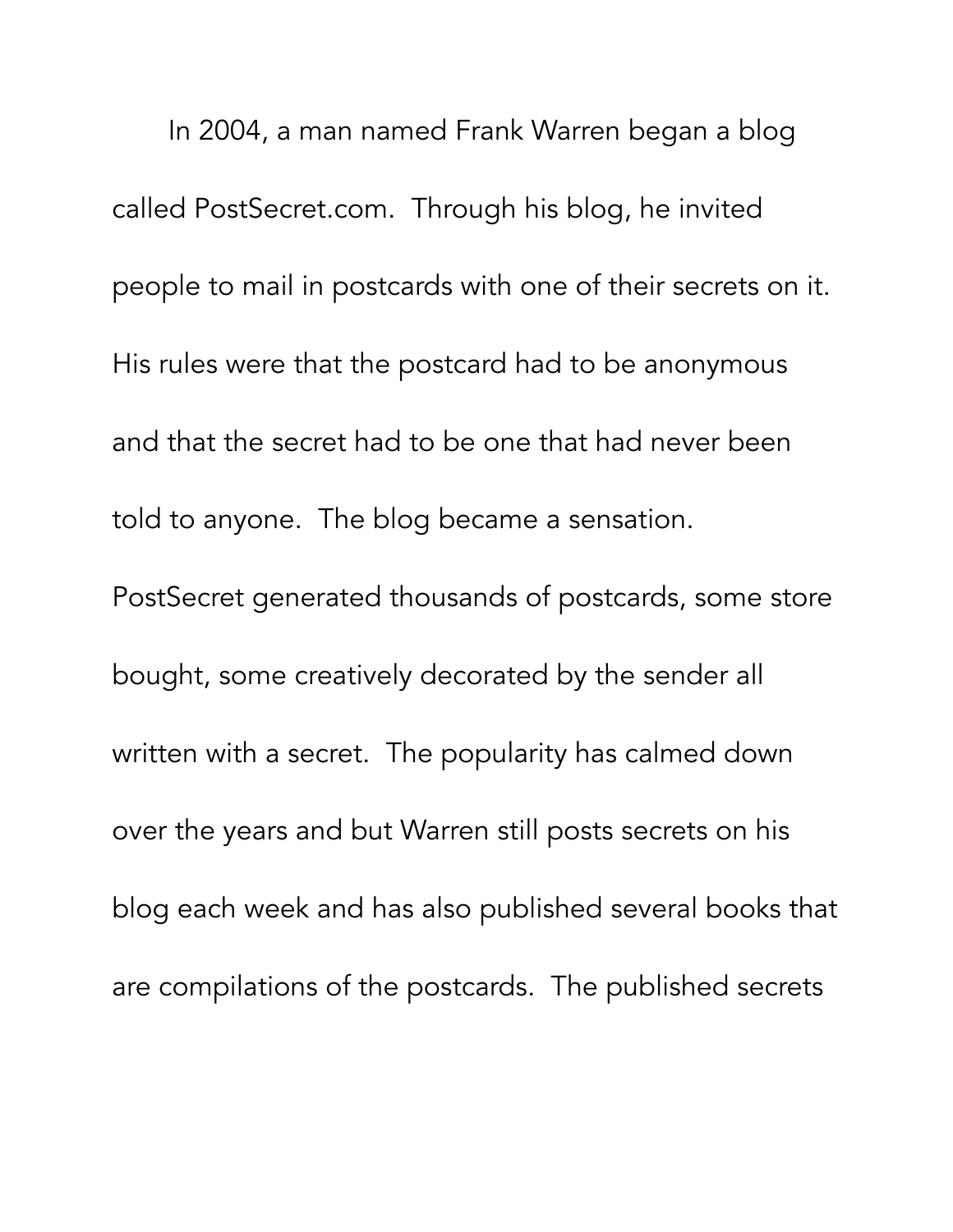In 2004, a man named Frank Warren began a blog called PostSecret.com. Through his blog, he invited people to mail in postcards with one of their secrets on it. His rules were that the postcard had to be anonymous and that the secret had to be one that had never been told to anyone. The blog became a sensation. PostSecret generated thousands of postcards, some store bought, some creatively decorated by the sender all written with a secret. The popularity has calmed down over the years and but Warren still posts secrets on his blog each week and has also published several books that are compilations of the postcards. The published secrets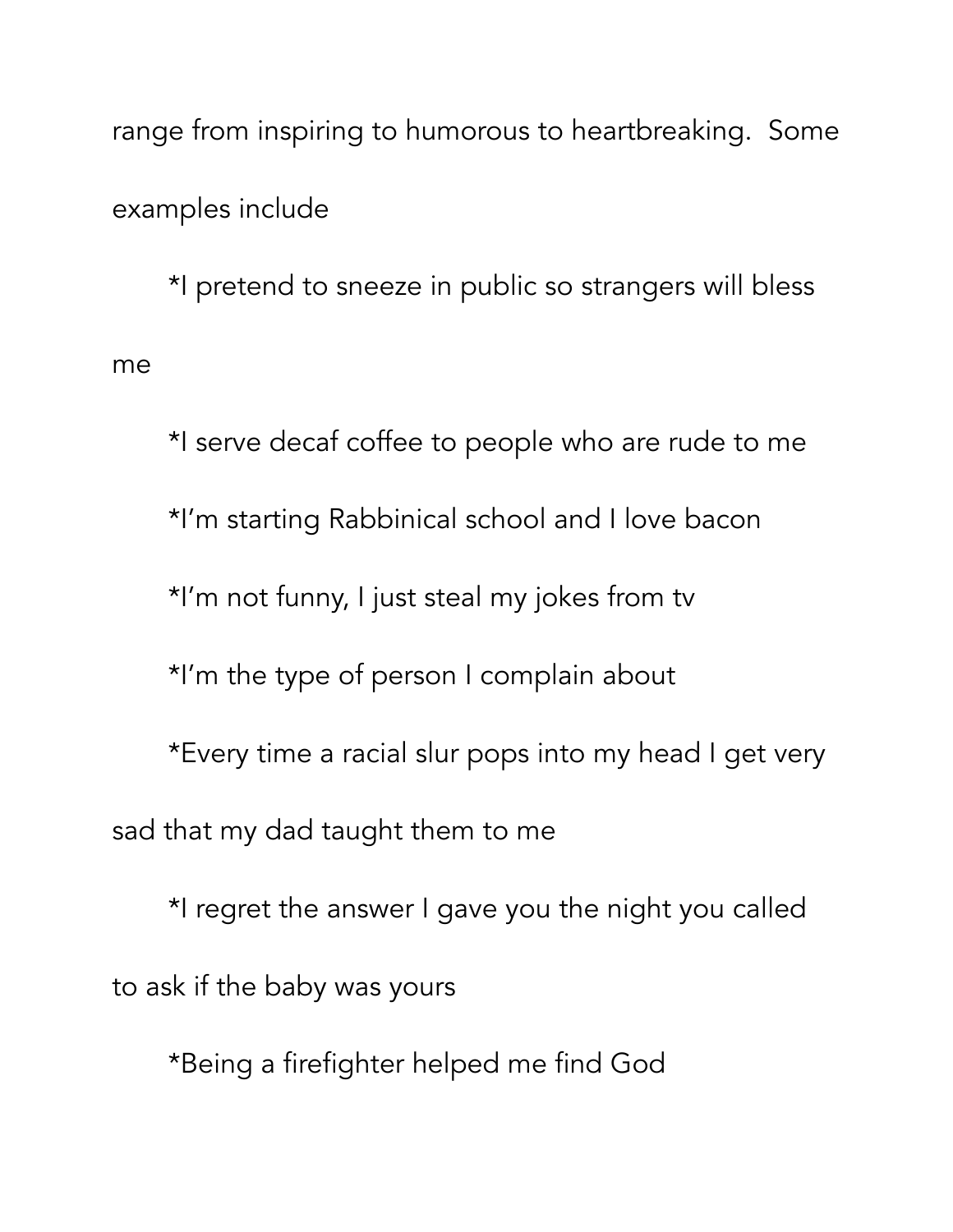range from inspiring to humorous to heartbreaking.  Some examples include

*I pretend to sneeze in public so strangers will bless me

*I serve decaf coffee to people who are rude to me

*I'm starting Rabbinical school and I love bacon

*I'm not funny, I just steal my jokes from tv

*I'm the type of person I complain about

*Every time a racial slur pops into my head I get very sad that my dad taught them to me

*I regret the answer I gave you the night you called to ask if the baby was yours

*Being a firefighter helped me find God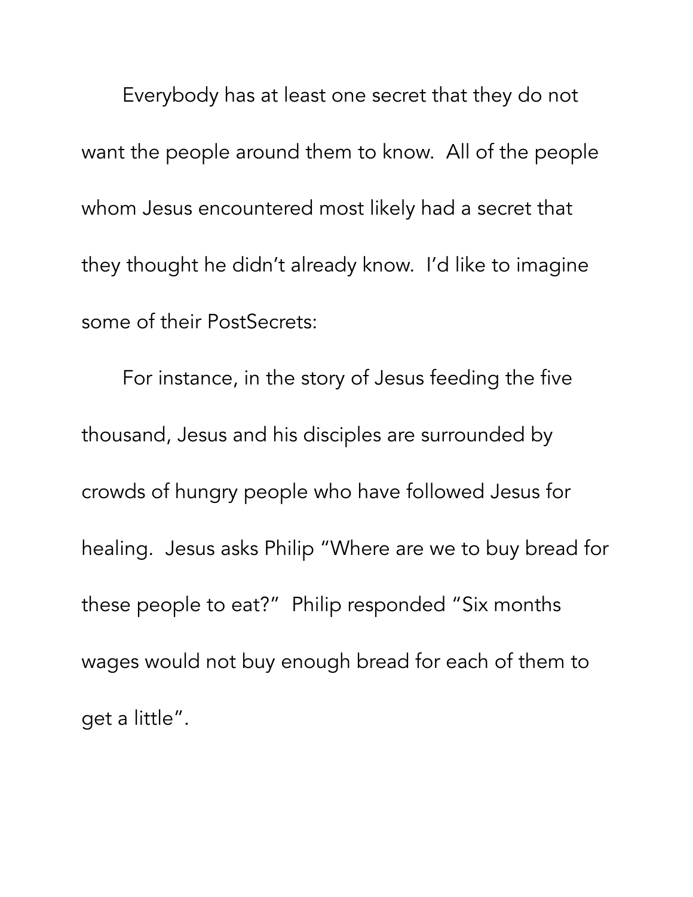Everybody has at least one secret that they do not want the people around them to know.  All of the people whom Jesus encountered most likely had a secret that they thought he didn't already know.  I'd like to imagine some of their PostSecrets:

For instance, in the story of Jesus feeding the five thousand, Jesus and his disciples are surrounded by crowds of hungry people who have followed Jesus for healing.  Jesus asks Philip "Where are we to buy bread for these people to eat?"  Philip responded "Six months wages would not buy enough bread for each of them to get a little".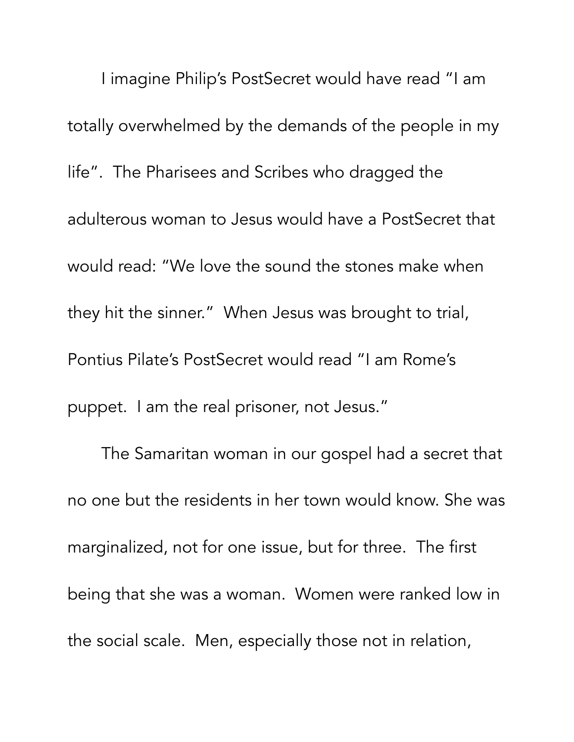I imagine Philip's PostSecret would have read "I am totally overwhelmed by the demands of the people in my life". The Pharisees and Scribes who dragged the adulterous woman to Jesus would have a PostSecret that would read: "We love the sound the stones make when they hit the sinner." When Jesus was brought to trial, Pontius Pilate's PostSecret would read "I am Rome's puppet. I am the real prisoner, not Jesus."

The Samaritan woman in our gospel had a secret that no one but the residents in her town would know. She was marginalized, not for one issue, but for three. The first being that she was a woman. Women were ranked low in the social scale. Men, especially those not in relation,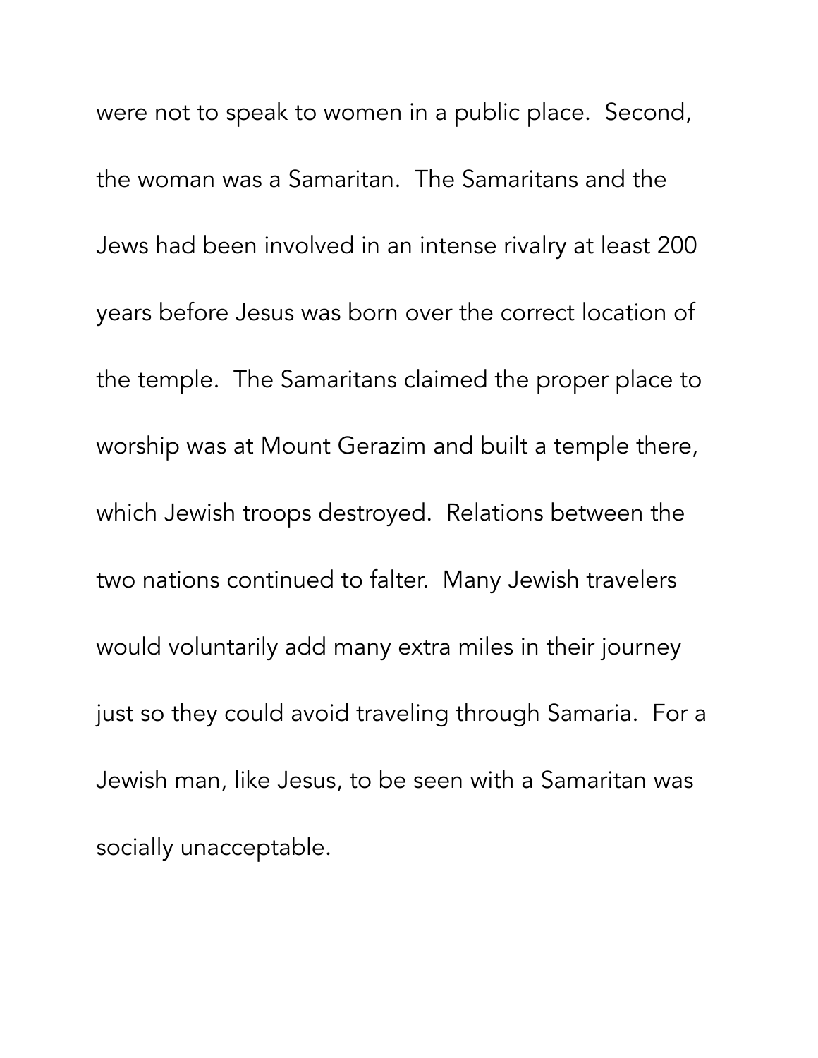were not to speak to women in a public place.  Second, the woman was a Samaritan.  The Samaritans and the Jews had been involved in an intense rivalry at least 200 years before Jesus was born over the correct location of the temple.  The Samaritans claimed the proper place to worship was at Mount Gerazim and built a temple there, which Jewish troops destroyed.  Relations between the two nations continued to falter.  Many Jewish travelers would voluntarily add many extra miles in their journey just so they could avoid traveling through Samaria.  For a Jewish man, like Jesus, to be seen with a Samaritan was socially unacceptable.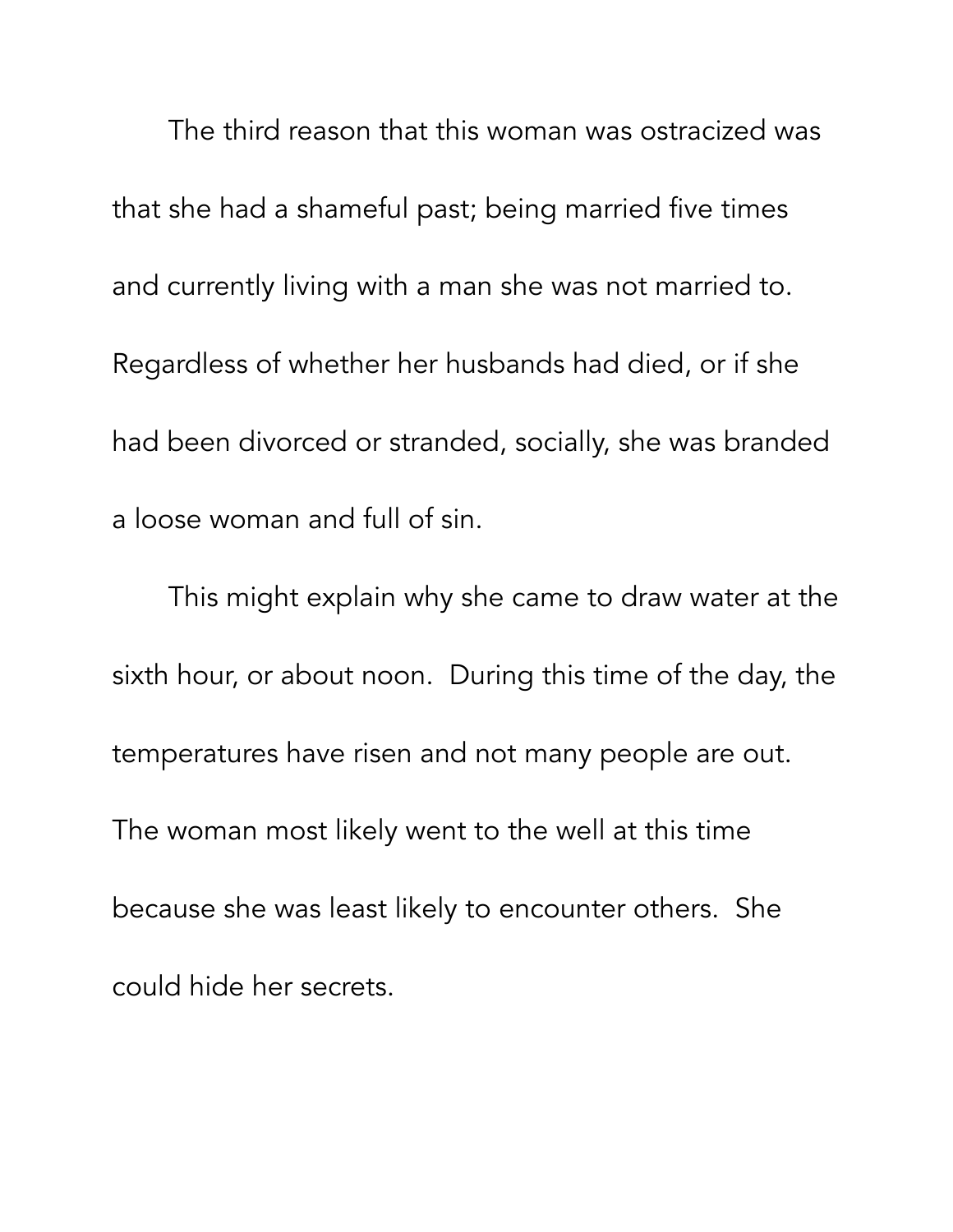The third reason that this woman was ostracized was that she had a shameful past; being married five times and currently living with a man she was not married to. Regardless of whether her husbands had died, or if she had been divorced or stranded, socially, she was branded a loose woman and full of sin.

This might explain why she came to draw water at the sixth hour, or about noon. During this time of the day, the temperatures have risen and not many people are out. The woman most likely went to the well at this time because she was least likely to encounter others. She could hide her secrets.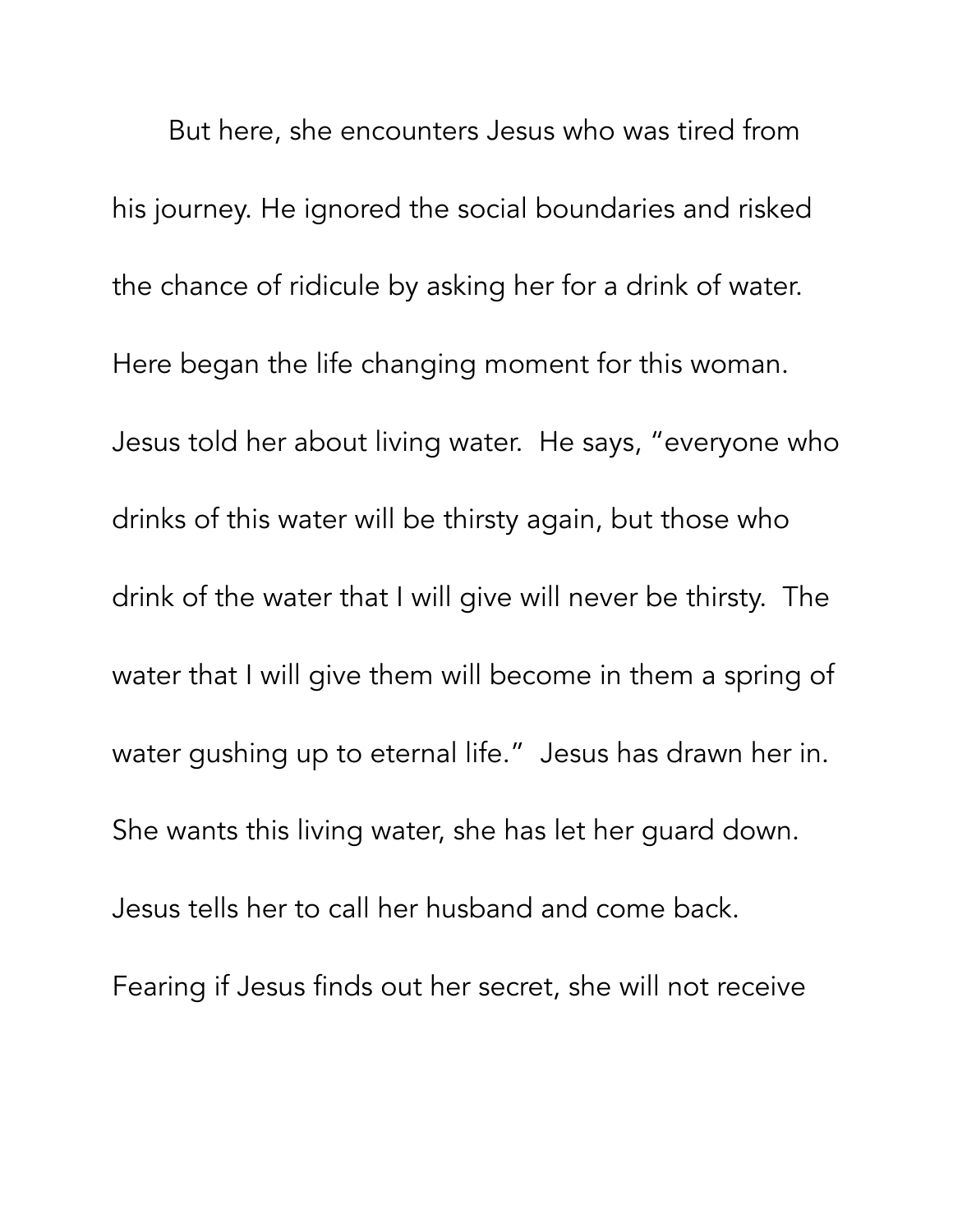But here, she encounters Jesus who was tired from his journey. He ignored the social boundaries and risked the chance of ridicule by asking her for a drink of water. Here began the life changing moment for this woman. Jesus told her about living water. He says, "everyone who drinks of this water will be thirsty again, but those who drink of the water that I will give will never be thirsty. The water that I will give them will become in them a spring of water gushing up to eternal life." Jesus has drawn her in. She wants this living water, she has let her guard down. Jesus tells her to call her husband and come back. Fearing if Jesus finds out her secret, she will not receive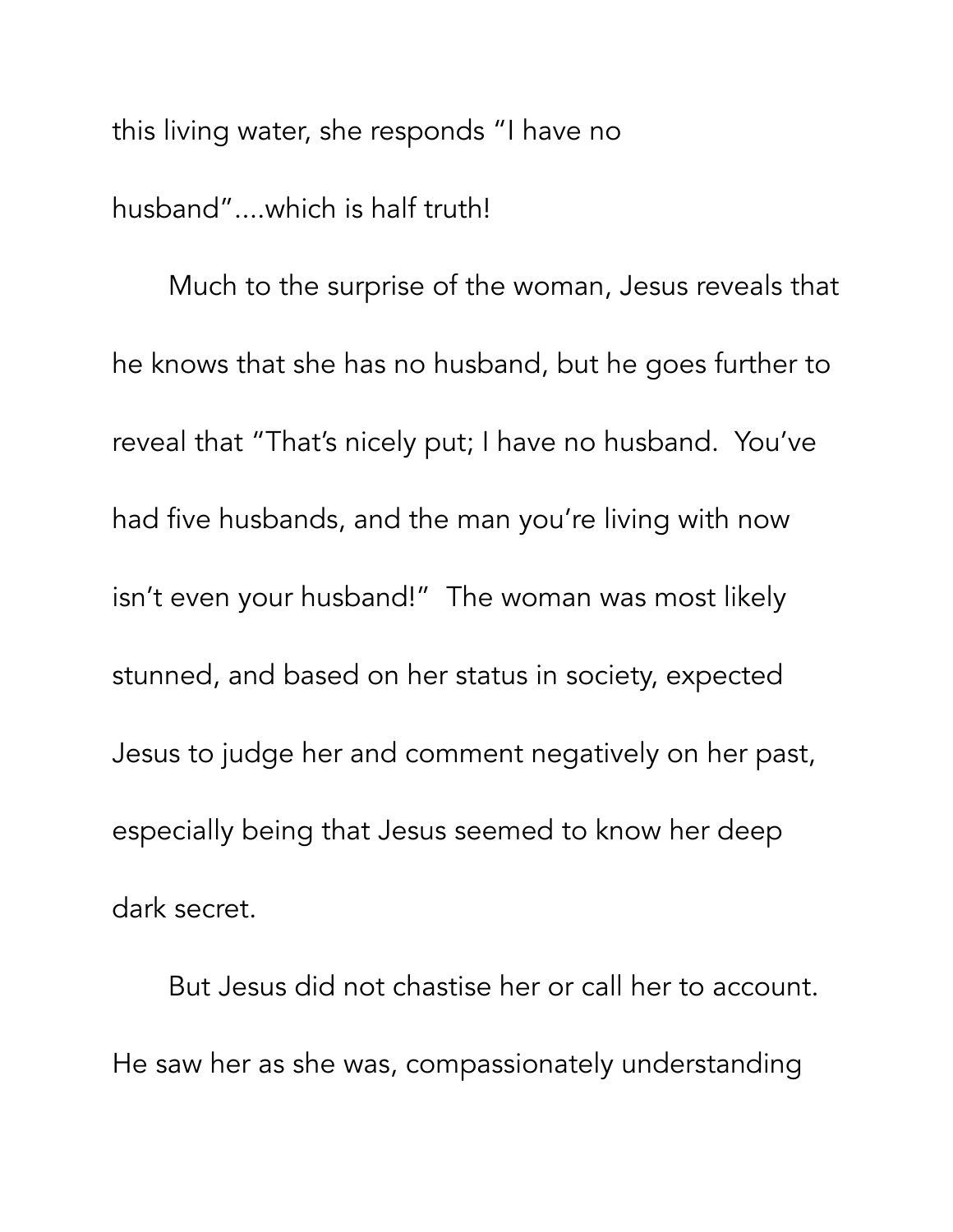this living water, she responds "I have no husband"....which is half truth!

Much to the surprise of the woman, Jesus reveals that he knows that she has no husband, but he goes further to reveal that "That's nicely put; I have no husband. You've had five husbands, and the man you're living with now isn't even your husband!" The woman was most likely stunned, and based on her status in society, expected Jesus to judge her and comment negatively on her past, especially being that Jesus seemed to know her deep dark secret.

But Jesus did not chastise her or call her to account. He saw her as she was, compassionately understanding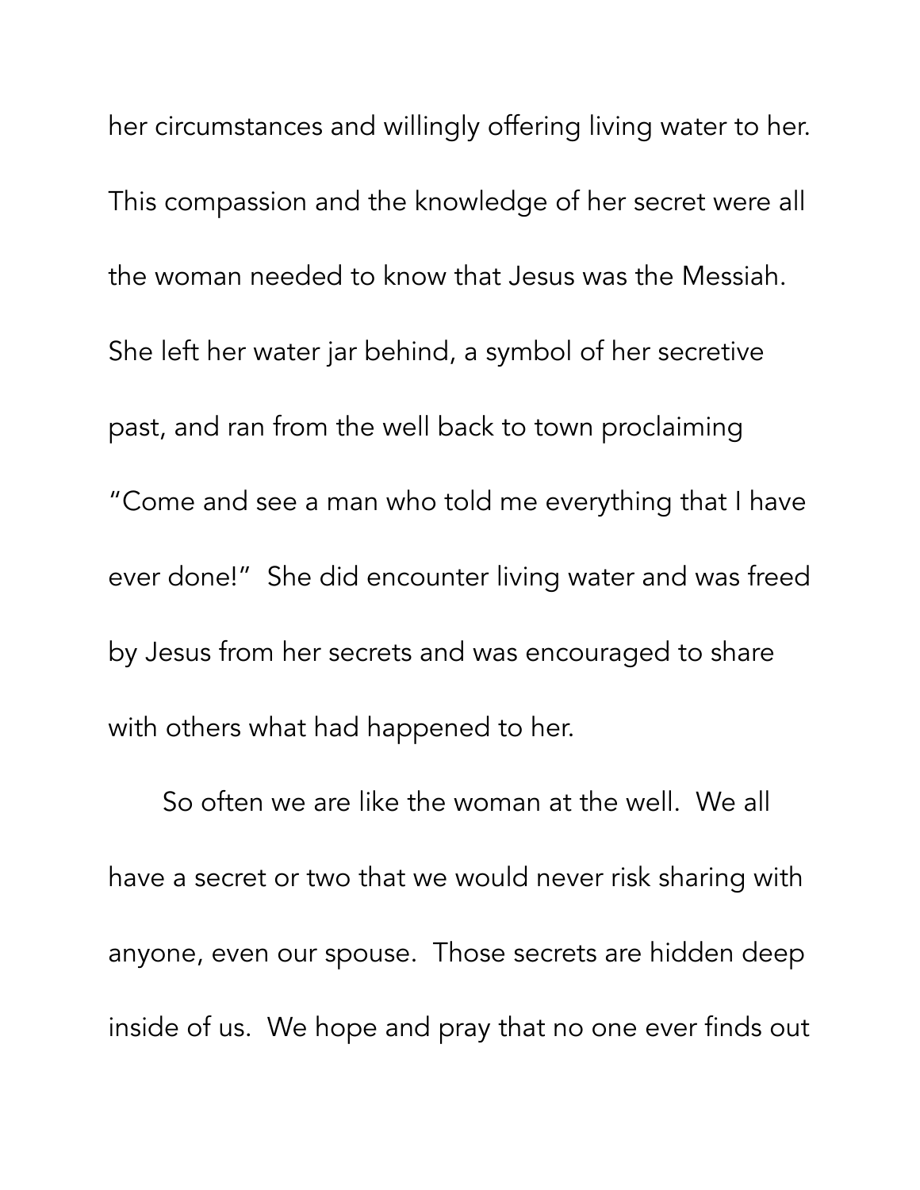her circumstances and willingly offering living water to her. This compassion and the knowledge of her secret were all the woman needed to know that Jesus was the Messiah. She left her water jar behind, a symbol of her secretive past, and ran from the well back to town proclaiming "Come and see a man who told me everything that I have ever done!" She did encounter living water and was freed by Jesus from her secrets and was encouraged to share with others what had happened to her.

So often we are like the woman at the well. We all have a secret or two that we would never risk sharing with anyone, even our spouse. Those secrets are hidden deep inside of us. We hope and pray that no one ever finds out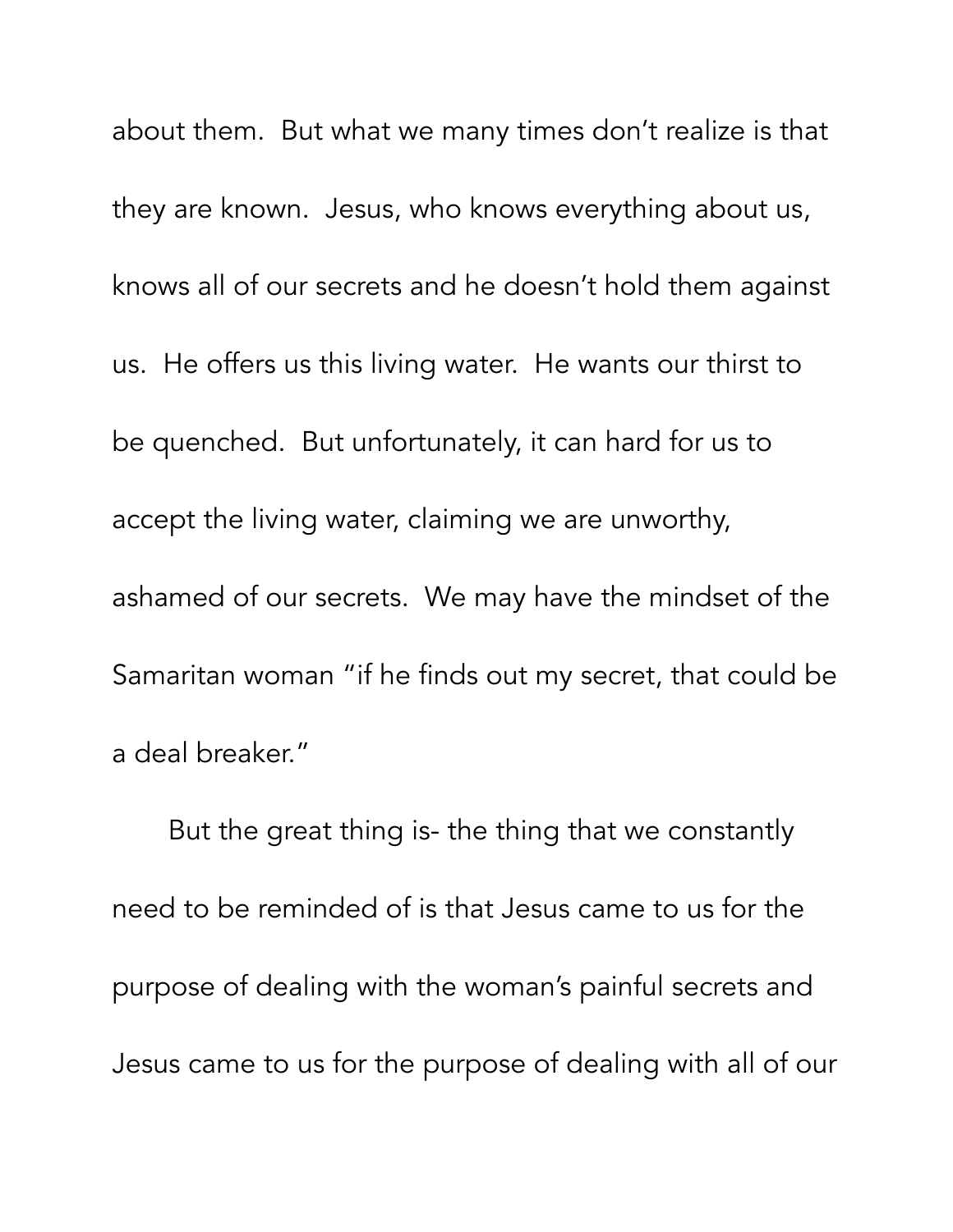about them. But what we many times don't realize is that they are known. Jesus, who knows everything about us, knows all of our secrets and he doesn't hold them against us. He offers us this living water. He wants our thirst to be quenched. But unfortunately, it can hard for us to accept the living water, claiming we are unworthy, ashamed of our secrets. We may have the mindset of the Samaritan woman "if he finds out my secret, that could be a deal breaker."

But the great thing is- the thing that we constantly need to be reminded of is that Jesus came to us for the purpose of dealing with the woman's painful secrets and Jesus came to us for the purpose of dealing with all of our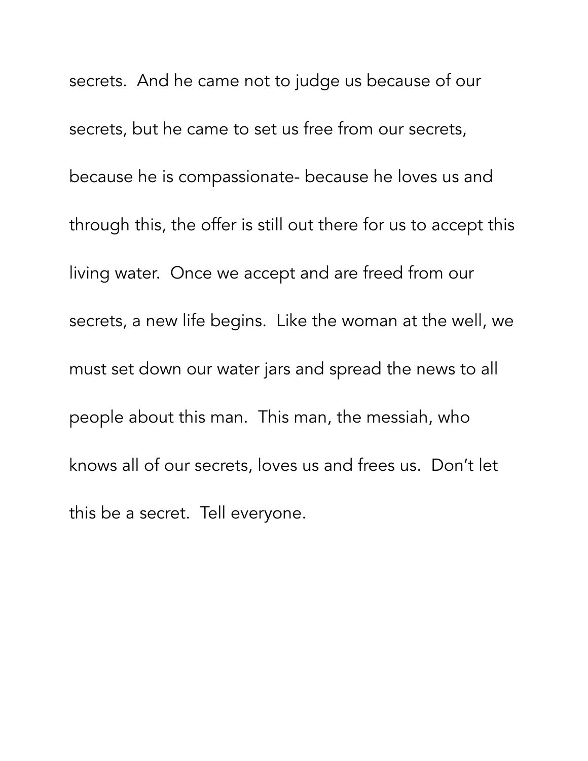secrets. And he came not to judge us because of our secrets, but he came to set us free from our secrets, because he is compassionate- because he loves us and through this, the offer is still out there for us to accept this living water. Once we accept and are freed from our secrets, a new life begins. Like the woman at the well, we must set down our water jars and spread the news to all people about this man. This man, the messiah, who knows all of our secrets, loves us and frees us. Don't let this be a secret. Tell everyone.